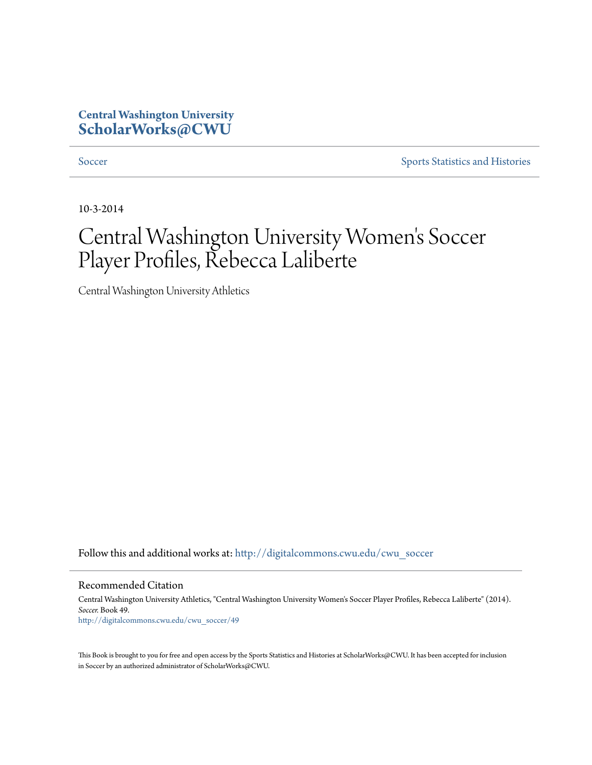**Central Washington University**
**ScholarWorks@CWU**

Soccer | Sports Statistics and Histories

10-3-2014

# Central Washington University Women's Soccer Player Profiles, Rebecca Laliberte

Central Washington University Athletics

Follow this and additional works at: http://digitalcommons.cwu.edu/cwu_soccer

## Recommended Citation

Central Washington University Athletics, "Central Washington University Women's Soccer Player Profiles, Rebecca Laliberte" (2014). *Soccer.* Book 49.
http://digitalcommons.cwu.edu/cwu_soccer/49

This Book is brought to you for free and open access by the Sports Statistics and Histories at ScholarWorks@CWU. It has been accepted for inclusion in Soccer by an authorized administrator of ScholarWorks@CWU.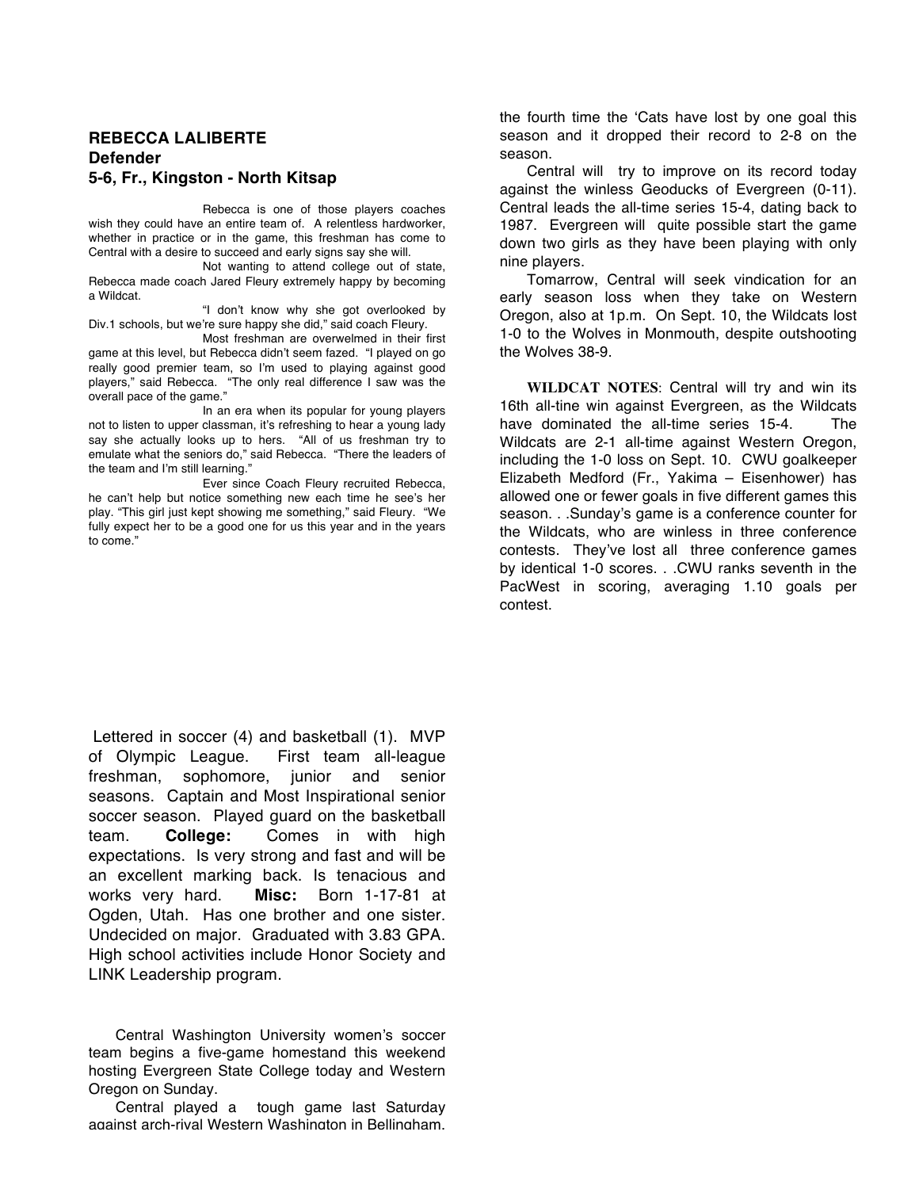**REBECCA LALIBERTE**
**Defender**
**5-6, Fr., Kingston - North Kitsap**

Rebecca is one of those players coaches wish they could have an entire team of. A relentless hardworker, whether in practice or in the game, this freshman has come to Central with a desire to succeed and early signs say she will.

Not wanting to attend college out of state, Rebecca made coach Jared Fleury extremely happy by becoming a Wildcat.

"I don't know why she got overlooked by Div.1 schools, but we're sure happy she did," said coach Fleury.

Most freshman are overwelmed in their first game at this level, but Rebecca didn't seem fazed. "I played on go really good premier team, so I'm used to playing against good players," said Rebecca. "The only real difference I saw was the overall pace of the game."

In an era when its popular for young players not to listen to upper classman, it's refreshing to hear a young lady say she actually looks up to hers. "All of us freshman try to emulate what the seniors do," said Rebecca. "There the leaders of the team and I'm still learning."

Ever since Coach Fleury recruited Rebecca, he can't help but notice something new each time he see's her play. "This girl just kept showing me something," said Fleury. "We fully expect her to be a good one for us this year and in the years to come."

Lettered in soccer (4) and basketball (1). MVP of Olympic League. First team all-league freshman, sophomore, junior and senior seasons. Captain and Most Inspirational senior soccer season. Played guard on the basketball team. **College:** Comes in with high expectations. Is very strong and fast and will be an excellent marking back. Is tenacious and works very hard. **Misc:** Born 1-17-81 at Ogden, Utah. Has one brother and one sister. Undecided on major. Graduated with 3.83 GPA. High school activities include Honor Society and LINK Leadership program.

Central Washington University women's soccer team begins a five-game homestand this weekend hosting Evergreen State College today and Western Oregon on Sunday.

Central played a tough game last Saturday against arch-rival Western Washington in Bellingham. the fourth time the 'Cats have lost by one goal this season and it dropped their record to 2-8 on the season.

Central will try to improve on its record today against the winless Geoducks of Evergreen (0-11). Central leads the all-time series 15-4, dating back to 1987. Evergreen will quite possible start the game down two girls as they have been playing with only nine players.

Tomorrow, Central will seek vindication for an early season loss when they take on Western Oregon, also at 1p.m. On Sept. 10, the Wildcats lost 1-0 to the Wolves in Monmouth, despite outshooting the Wolves 38-9.

**WILDCAT NOTES**: Central will try and win its 16th all-tine win against Evergreen, as the Wildcats have dominated the all-time series 15-4. The Wildcats are 2-1 all-time against Western Oregon, including the 1-0 loss on Sept. 10. CWU goalkeeper Elizabeth Medford (Fr., Yakima – Eisenhower) has allowed one or fewer goals in five different games this season. . .Sunday's game is a conference counter for the Wildcats, who are winless in three conference contests. They've lost all three conference games by identical 1-0 scores. . .CWU ranks seventh in the PacWest in scoring, averaging 1.10 goals per contest.